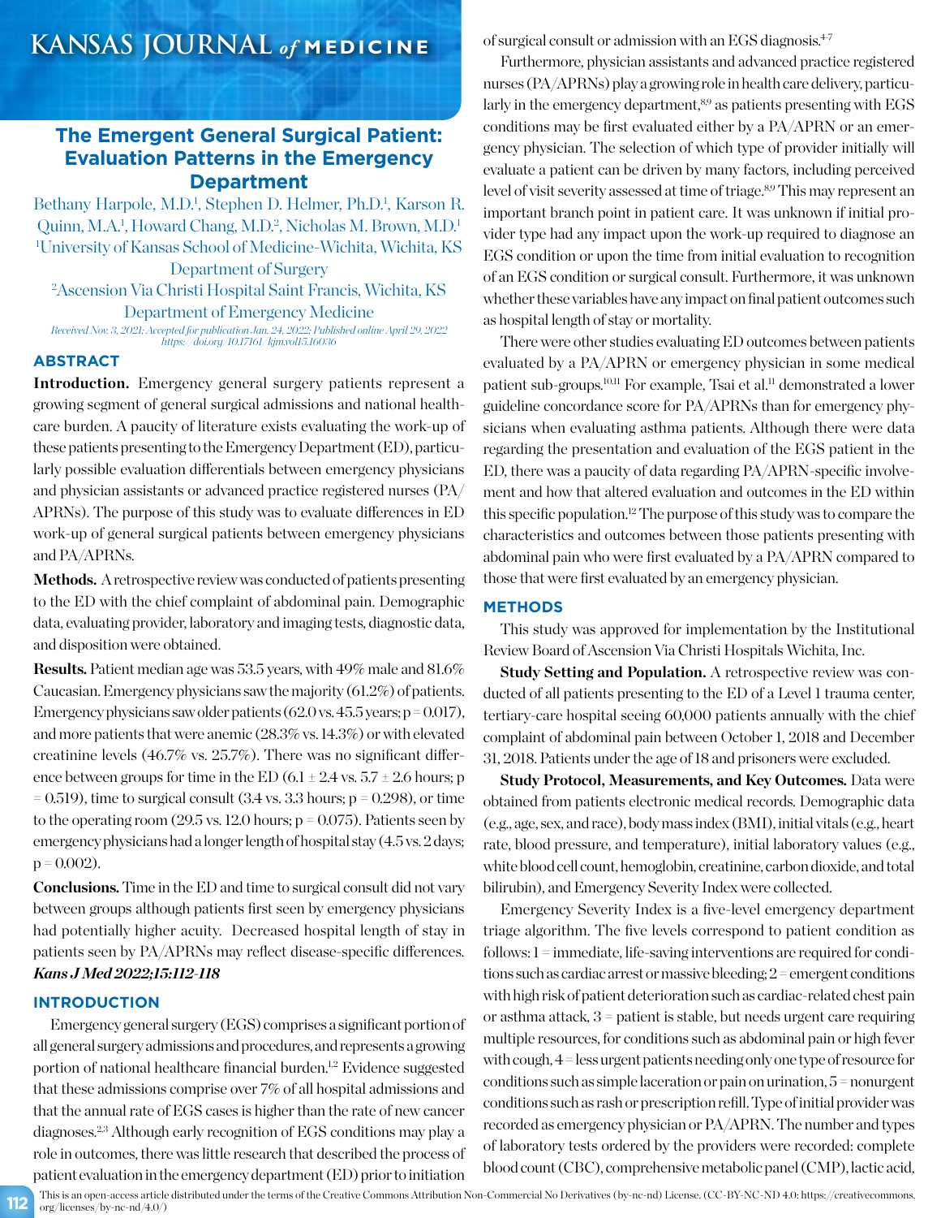# The Emergent General Surgical Patient: Evaluation Patterns in the Emergency Department

Bethany Harpole, M.D.[1], Stephen D. Helmer, Ph.D.[1], Karson R. Quinn, M.A.[1], Howard Chang, M.D.[2], Nicholas M. Brown, M.D.[1]

[1]University of Kansas School of Medicine-Wichita, Wichita, KS Department of Surgery

[2]Ascension Via Christi Hospital Saint Francis, Wichita, KS Department of Emergency Medicine

*Received Nov. 3, 2021; Accepted for publication Jan. 24, 2022; Published online April 29, 2022*
*https://doi.org/10.17161/kjm.vol15.16036*

## ABSTRACT

**Introduction.** Emergency general surgery patients represent a growing segment of general surgical admissions and national healthcare burden. A paucity of literature exists evaluating the work-up of these patients presenting to the Emergency Department (ED), particularly possible evaluation differentials between emergency physicians and physician assistants or advanced practice registered nurses (PA/APRNs). The purpose of this study was to evaluate differences in ED work-up of general surgical patients between emergency physicians and PA/APRNs.

**Methods.** A retrospective review was conducted of patients presenting to the ED with the chief complaint of abdominal pain. Demographic data, evaluating provider, laboratory and imaging tests, diagnostic data, and disposition were obtained.

**Results.** Patient median age was 53.5 years, with 49% male and 81.6% Caucasian. Emergency physicians saw the majority (61.2%) of patients. Emergency physicians saw older patients (62.0 vs. 45.5 years; p = 0.017), and more patients that were anemic (28.3% vs. 14.3%) or with elevated creatinine levels (46.7% vs. 25.7%). There was no significant difference between groups for time in the ED (6.1 ± 2.4 vs. 5.7 ± 2.6 hours; p = 0.519), time to surgical consult (3.4 vs. 3.3 hours; p = 0.298), or time to the operating room (29.5 vs. 12.0 hours; p = 0.075). Patients seen by emergency physicians had a longer length of hospital stay (4.5 vs. 2 days; p = 0.002).

**Conclusions.** Time in the ED and time to surgical consult did not vary between groups although patients first seen by emergency physicians had potentially higher acuity. Decreased hospital length of stay in patients seen by PA/APRNs may reflect disease-specific differences.
***Kans J Med 2022;15:112-118***

## INTRODUCTION

Emergency general surgery (EGS) comprises a significant portion of all general surgery admissions and procedures, and represents a growing portion of national healthcare financial burden.[1,2] Evidence suggested that these admissions comprise over 7% of all hospital admissions and that the annual rate of EGS cases is higher than the rate of new cancer diagnoses.[2,3] Although early recognition of EGS conditions may play a role in outcomes, there was little research that described the process of patient evaluation in the emergency department (ED) prior to initiation of surgical consult or admission with an EGS diagnosis.[4-7]

Furthermore, physician assistants and advanced practice registered nurses (PA/APRNs) play a growing role in health care delivery, particularly in the emergency department,[8,9] as patients presenting with EGS conditions may be first evaluated either by a PA/APRN or an emergency physician. The selection of which type of provider initially will evaluate a patient can be driven by many factors, including perceived level of visit severity assessed at time of triage.[8,9] This may represent an important branch point in patient care. It was unknown if initial provider type had any impact upon the work-up required to diagnose an EGS condition or upon the time from initial evaluation to recognition of an EGS condition or surgical consult. Furthermore, it was unknown whether these variables have any impact on final patient outcomes such as hospital length of stay or mortality.

There were other studies evaluating ED outcomes between patients evaluated by a PA/APRN or emergency physician in some medical patient sub-groups.[10,11] For example, Tsai et al.[11] demonstrated a lower guideline concordance score for PA/APRNs than for emergency physicians when evaluating asthma patients. Although there were data regarding the presentation and evaluation of the EGS patient in the ED, there was a paucity of data regarding PA/APRN-specific involvement and how that altered evaluation and outcomes in the ED within this specific population.[12] The purpose of this study was to compare the characteristics and outcomes between those patients presenting with abdominal pain who were first evaluated by a PA/APRN compared to those that were first evaluated by an emergency physician.

## METHODS

This study was approved for implementation by the Institutional Review Board of Ascension Via Christi Hospitals Wichita, Inc.

**Study Setting and Population.** A retrospective review was conducted of all patients presenting to the ED of a Level 1 trauma center, tertiary-care hospital seeing 60,000 patients annually with the chief complaint of abdominal pain between October 1, 2018 and December 31, 2018. Patients under the age of 18 and prisoners were excluded.

**Study Protocol, Measurements, and Key Outcomes.** Data were obtained from patients electronic medical records. Demographic data (e.g., age, sex, and race), body mass index (BMI), initial vitals (e.g., heart rate, blood pressure, and temperature), initial laboratory values (e.g., white blood cell count, hemoglobin, creatinine, carbon dioxide, and total bilirubin), and Emergency Severity Index were collected.

Emergency Severity Index is a five-level emergency department triage algorithm. The five levels correspond to patient condition as follows: 1 = immediate, life-saving interventions are required for conditions such as cardiac arrest or massive bleeding; 2 = emergent conditions with high risk of patient deterioration such as cardiac-related chest pain or asthma attack, 3 = patient is stable, but needs urgent care requiring multiple resources, for conditions such as abdominal pain or high fever with cough, 4 = less urgent patients needing only one type of resource for conditions such as simple laceration or pain on urination, 5 = nonurgent conditions such as rash or prescription refill. Type of initial provider was recorded as emergency physician or PA/APRN. The number and types of laboratory tests ordered by the providers were recorded: complete blood count (CBC), comprehensive metabolic panel (CMP), lactic acid,

This is an open-access article distributed under the terms of the Creative Commons Attribution Non-Commercial No Derivatives (by-nc-nd) License. (CC-BY-NC-ND 4.0: https://creativecommons.org/licenses/by-nc-nd/4.0/)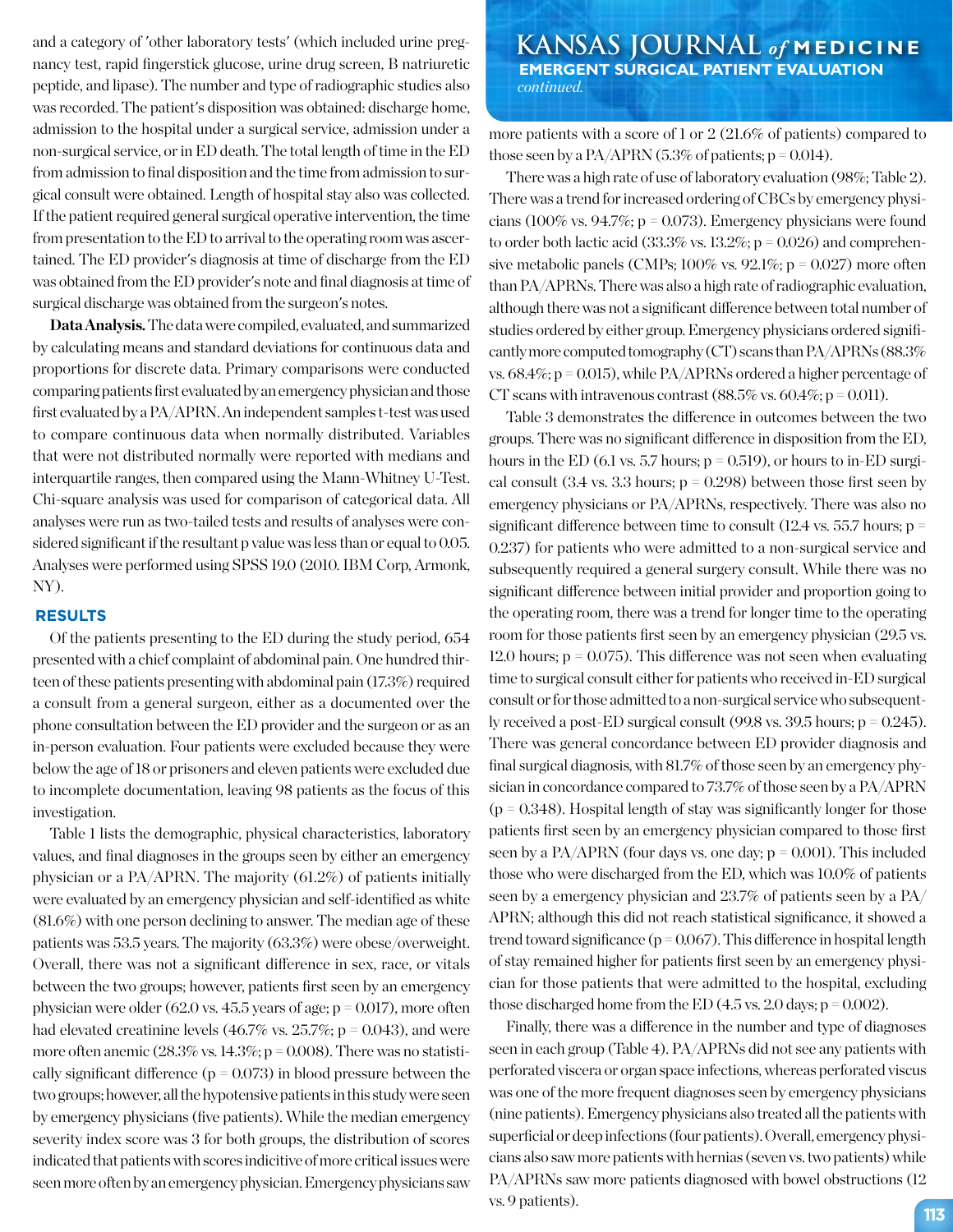and a category of 'other laboratory tests' (which included urine pregnancy test, rapid fingerstick glucose, urine drug screen, B natriuretic peptide, and lipase). The number and type of radiographic studies also was recorded. The patient's disposition was obtained: discharge home, admission to the hospital under a surgical service, admission under a non-surgical service, or in ED death. The total length of time in the ED from admission to final disposition and the time from admission to surgical consult were obtained. Length of hospital stay also was collected. If the patient required general surgical operative intervention, the time from presentation to the ED to arrival to the operating room was ascertained. The ED provider's diagnosis at time of discharge from the ED was obtained from the ED provider's note and final diagnosis at time of surgical discharge was obtained from the surgeon's notes.

**Data Analysis.** The data were compiled, evaluated, and summarized by calculating means and standard deviations for continuous data and proportions for discrete data. Primary comparisons were conducted comparing patients first evaluated by an emergency physician and those first evaluated by a PA/APRN. An independent samples t-test was used to compare continuous data when normally distributed. Variables that were not distributed normally were reported with medians and interquartile ranges, then compared using the Mann-Whitney U-Test. Chi-square analysis was used for comparison of categorical data. All analyses were run as two-tailed tests and results of analyses were considered significant if the resultant p value was less than or equal to 0.05. Analyses were performed using SPSS 19.0 (2010. IBM Corp, Armonk, NY).

## RESULTS

Of the patients presenting to the ED during the study period, 654 presented with a chief complaint of abdominal pain. One hundred thirteen of these patients presenting with abdominal pain (17.3%) required a consult from a general surgeon, either as a documented over the phone consultation between the ED provider and the surgeon or as an in-person evaluation. Four patients were excluded because they were below the age of 18 or prisoners and eleven patients were excluded due to incomplete documentation, leaving 98 patients as the focus of this investigation.

Table 1 lists the demographic, physical characteristics, laboratory values, and final diagnoses in the groups seen by either an emergency physician or a PA/APRN. The majority (61.2%) of patients initially were evaluated by an emergency physician and self-identified as white (81.6%) with one person declining to answer. The median age of these patients was 53.5 years. The majority (63.3%) were obese/overweight. Overall, there was not a significant difference in sex, race, or vitals between the two groups; however, patients first seen by an emergency physician were older (62.0 vs. 45.5 years of age; $p = 0.017$), more often had elevated creatinine levels (46.7% vs. 25.7%; $p = 0.043$), and were more often anemic (28.3% vs. 14.3%; $p = 0.008$). There was no statistically significant difference ($p = 0.073$) in blood pressure between the two groups; however, all the hypotensive patients in this study were seen by emergency physicians (five patients). While the median emergency severity index score was 3 for both groups, the distribution of scores indicated that patients with scores indicitive of more critical issues were seen more often by an emergency physician. Emergency physicians saw more patients with a score of 1 or 2 (21.6% of patients) compared to those seen by a PA/APRN (5.3% of patients; $p = 0.014$).

There was a high rate of use of laboratory evaluation (98%; Table 2). There was a trend for increased ordering of CBCs by emergency physicians (100% vs. 94.7%; $p = 0.073$). Emergency physicians were found to order both lactic acid (33.3% vs. 13.2%; $p = 0.026$) and comprehensive metabolic panels (CMPs; 100% vs. 92.1%; $p = 0.027$) more often than PA/APRNs. There was also a high rate of radiographic evaluation, although there was not a significant difference between total number of studies ordered by either group. Emergency physicians ordered significantly more computed tomography (CT) scans than PA/APRNs (88.3% vs. 68.4%; $p = 0.015$), while PA/APRNs ordered a higher percentage of CT scans with intravenous contrast (88.5% vs. 60.4%; $p = 0.011$).

Table 3 demonstrates the difference in outcomes between the two groups. There was no significant difference in disposition from the ED, hours in the ED (6.1 vs. 5.7 hours; $p = 0.519$), or hours to in-ED surgical consult (3.4 vs. 3.3 hours; $p = 0.298$) between those first seen by emergency physicians or PA/APRNs, respectively. There was also no significant difference between time to consult (12.4 vs. 55.7 hours; $p = 0.237$) for patients who were admitted to a non-surgical service and subsequently required a general surgery consult. While there was no significant difference between initial provider and proportion going to the operating room, there was a trend for longer time to the operating room for those patients first seen by an emergency physician (29.5 vs. 12.0 hours; $p = 0.075$). This difference was not seen when evaluating time to surgical consult either for patients who received in-ED surgical consult or for those admitted to a non-surgical service who subsequently received a post-ED surgical consult (99.8 vs. 39.5 hours; $p = 0.245$). There was general concordance between ED provider diagnosis and final surgical diagnosis, with 81.7% of those seen by an emergency physician in concordance compared to 73.7% of those seen by a PA/APRN ($p = 0.348$). Hospital length of stay was significantly longer for those patients first seen by an emergency physician compared to those first seen by a PA/APRN (four days vs. one day; $p = 0.001$). This included those who were discharged from the ED, which was 10.0% of patients seen by a emergency physician and 23.7% of patients seen by a PA/APRN; although this did not reach statistical significance, it showed a trend toward significance ($p = 0.067$). This difference in hospital length of stay remained higher for patients first seen by an emergency physician for those patients that were admitted to the hospital, excluding those discharged home from the ED (4.5 vs. 2.0 days; $p = 0.002$).

Finally, there was a difference in the number and type of diagnoses seen in each group (Table 4). PA/APRNs did not see any patients with perforated viscera or organ space infections, whereas perforated viscus was one of the more frequent diagnoses seen by emergency physicians (nine patients). Emergency physicians also treated all the patients with superficial or deep infections (four patients). Overall, emergency physicians also saw more patients with hernias (seven vs. two patients) while PA/APRNs saw more patients diagnosed with bowel obstructions (12 vs. 9 patients).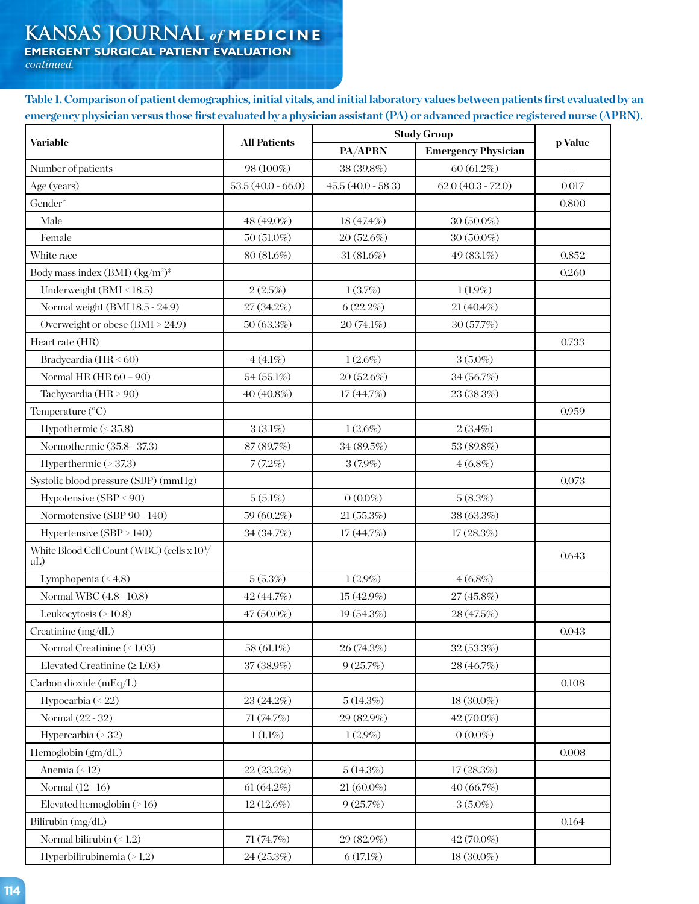**Table 1. Comparison of patient demographics, initial vitals, and initial laboratory values between patients first evaluated by an emergency physician versus those first evaluated by a physician assistant (PA) or advanced practice registered nurse (APRN).**

| Variable | All Patients | Study Group | | p Value |
|---|---|---|---|---|
| | | PA/APRN | Emergency Physician | |
| Number of patients | 98 (100%) | 38 (39.8%) | 60 (61.2%) | --- |
| Age (years) | 53.5 (40.0 - 66.0) | 45.5 (40.0 - 58.3) | 62.0 (40.3 - 72.0) | 0.017 |
| Gender[†] | | | | 0.800 |
| Male | 48 (49.0%) | 18 (47.4%) | 30 (50.0%) | |
| Female | 50 (51.0%) | 20 (52.6%) | 30 (50.0%) | |
| White race | 80 (81.6%) | 31 (81.6%) | 49 (83.1%) | 0.852 |
| Body mass index (BMI) ($kg/m^2$)[‡] | | | | 0.260 |
| Underweight (BMI < 18.5) | 2 (2.5%) | 1 (3.7%) | 1 (1.9%) | |
| Normal weight (BMI 18.5 - 24.9) | 27 (34.2%) | 6 (22.2%) | 21 (40.4%) | |
| Overweight or obese (BMI > 24.9) | 50 (63.3%) | 20 (74.1%) | 30 (57.7%) | |
| Heart rate (HR) | | | | 0.733 |
| Bradycardia (HR < 60) | 4 (4.1%) | 1 (2.6%) | 3 (5.0%) | |
| Normal HR (HR 60 – 90) | 54 (55.1%) | 20 (52.6%) | 34 (56.7%) | |
| Tachycardia (HR > 90) | 40 (40.8%) | 17 (44.7%) | 23 (38.3%) | |
| Temperature (°C) | | | | 0.959 |
| Hypothermic (< 35.8) | 3 (3.1%) | 1 (2.6%) | 2 (3.4%) | |
| Normothermic (35.8 - 37.3) | 87 (89.7%) | 34 (89.5%) | 53 (89.8%) | |
| Hyperthermic (> 37.3) | 7 (7.2%) | 3 (7.9%) | 4 (6.8%) | |
| Systolic blood pressure (SBP) (mmHg) | | | | 0.073 |
| Hypotensive (SBP < 90) | 5 (5.1%) | 0 (0.0%) | 5 (8.3%) | |
| Normotensive (SBP 90 - 140) | 59 (60.2%) | 21 (55.3%) | 38 (63.3%) | |
| Hypertensive (SBP > 140) | 34 (34.7%) | 17 (44.7%) | 17 (28.3%) | |
| White Blood Cell Count (WBC) (cells x $10^3$/uL) | | | | 0.643 |
| Lymphopenia (< 4.8) | 5 (5.3%) | 1 (2.9%) | 4 (6.8%) | |
| Normal WBC (4.8 - 10.8) | 42 (44.7%) | 15 (42.9%) | 27 (45.8%) | |
| Leukocytosis (> 10.8) | 47 (50.0%) | 19 (54.3%) | 28 (47.5%) | |
| Creatinine (mg/dL) | | | | 0.043 |
| Normal Creatinine (< 1.03) | 58 (61.1%) | 26 (74.3%) | 32 (53.3%) | |
| Elevated Creatinine (≥ 1.03) | 37 (38.9%) | 9 (25.7%) | 28 (46.7%) | |
| Carbon dioxide (mEq/L) | | | | 0.108 |
| Hypocarbia (< 22) | 23 (24.2%) | 5 (14.3%) | 18 (30.0%) | |
| Normal (22 - 32) | 71 (74.7%) | 29 (82.9%) | 42 (70.0%) | |
| Hypercarbia (> 32) | 1 (1.1%) | 1 (2.9%) | 0 (0.0%) | |
| Hemoglobin (gm/dL) | | | | 0.008 |
| Anemia (< 12) | 22 (23.2%) | 5 (14.3%) | 17 (28.3%) | |
| Normal (12 - 16) | 61 (64.2%) | 21 (60.0%) | 40 (66.7%) | |
| Elevated hemoglobin (> 16) | 12 (12.6%) | 9 (25.7%) | 3 (5.0%) | |
| Bilirubin (mg/dL) | | | | 0.164 |
| Normal bilirubin (< 1.2) | 71 (74.7%) | 29 (82.9%) | 42 (70.0%) | |
| Hyperbilirubinemia (> 1.2) | 24 (25.3%) | 6 (17.1%) | 18 (30.0%) | |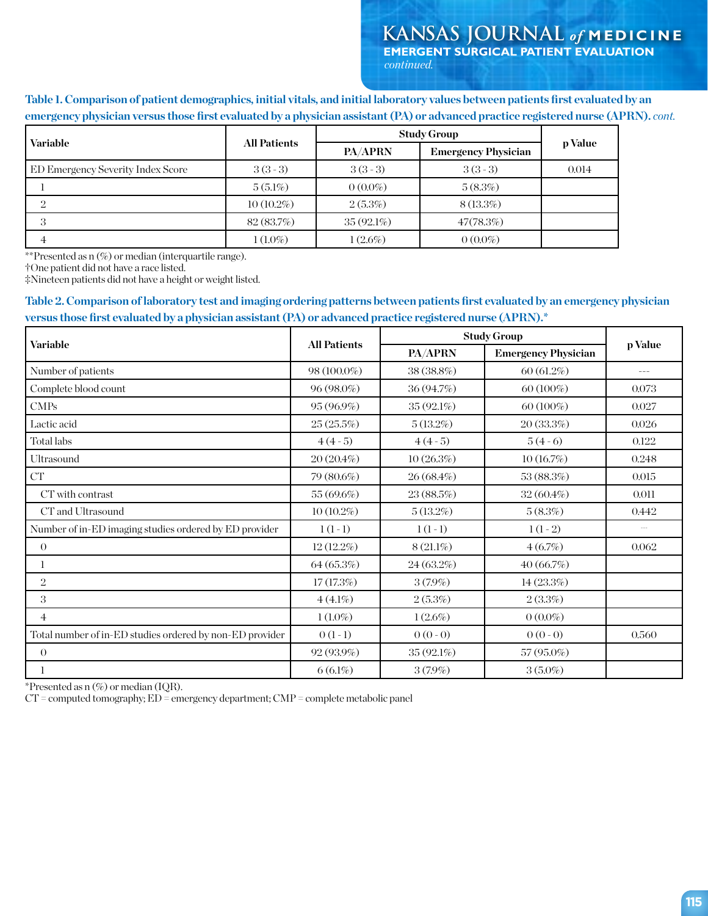**Table 1. Comparison of patient demographics, initial vitals, and initial laboratory values between patients first evaluated by an emergency physician versus those first evaluated by a physician assistant (PA) or advanced practice registered nurse (APRN).** *cont.*

| Variable | All Patients | Study Group | | p Value |
|---|---|---|---|---|
| | | PA/APRN | Emergency Physician | |
| ED Emergency Severity Index Score | 3 (3 - 3) | 3 (3 - 3) | 3 (3 - 3) | 0.014 |
| 1 | 5 (5.1%) | 0 (0.0%) | 5 (8.3%) | |
| 2 | 10 (10.2%) | 2 (5.3%) | 8 (13.3%) | |
| 3 | 82 (83.7%) | 35 (92.1%) | 47(78.3%) | |
| 4 | 1 (1.0%) | 1 (2.6%) | 0 (0.0%) | |

**Presented as n (%) or median (interquartile range).
†One patient did not have a race listed.
‡Nineteen patients did not have a height or weight listed.

**Table 2. Comparison of laboratory test and imaging ordering patterns between patients first evaluated by an emergency physician versus those first evaluated by a physician assistant (PA) or advanced practice registered nurse (APRN).***

| Variable | All Patients | Study Group | | p Value |
|---|---|---|---|---|
| | | PA/APRN | Emergency Physician | |
| Number of patients | 98 (100.0%) | 38 (38.8%) | 60 (61.2%) | --- |
| Complete blood count | 96 (98.0%) | 36 (94.7%) | 60 (100%) | 0.073 |
| CMPs | 95 (96.9%) | 35 (92.1%) | 60 (100%) | 0.027 |
| Lactic acid | 25 (25.5%) | 5 (13.2%) | 20 (33.3%) | 0.026 |
| Total labs | 4 (4 - 5) | 4 (4 - 5) | 5 (4 - 6) | 0.122 |
| Ultrasound | 20 (20.4%) | 10 (26.3%) | 10 (16.7%) | 0.248 |
| CT | 79 (80.6%) | 26 (68.4%) | 53 (88.3%) | 0.015 |
| CT with contrast | 55 (69.6%) | 23 (88.5%) | 32 (60.4%) | 0.011 |
| CT and Ultrasound | 10 (10.2%) | 5 (13.2%) | 5 (8.3%) | 0.442 |
| Number of in-ED imaging studies ordered by ED provider | 1 (1 - 1) | 1 (1 - 1) | 1 (1 - 2) | --- |
| 0 | 12 (12.2%) | 8 (21.1%) | 4 (6.7%) | 0.062 |
| 1 | 64 (65.3%) | 24 (63.2%) | 40 (66.7%) | |
| 2 | 17 (17.3%) | 3 (7.9%) | 14 (23.3%) | |
| 3 | 4 (4.1%) | 2 (5.3%) | 2 (3.3%) | |
| 4 | 1 (1.0%) | 1 (2.6%) | 0 (0.0%) | |
| Total number of in-ED studies ordered by non-ED provider | 0 (1 - 1) | 0 (0 - 0) | 0 (0 - 0) | 0.560 |
| 0 | 92 (93.9%) | 35 (92.1%) | 57 (95.0%) | |
| 1 | 6 (6.1%) | 3 (7.9%) | 3 (5.0%) | |

*Presented as n (%) or median (IQR).
CT = computed tomography; ED = emergency department; CMP = complete metabolic panel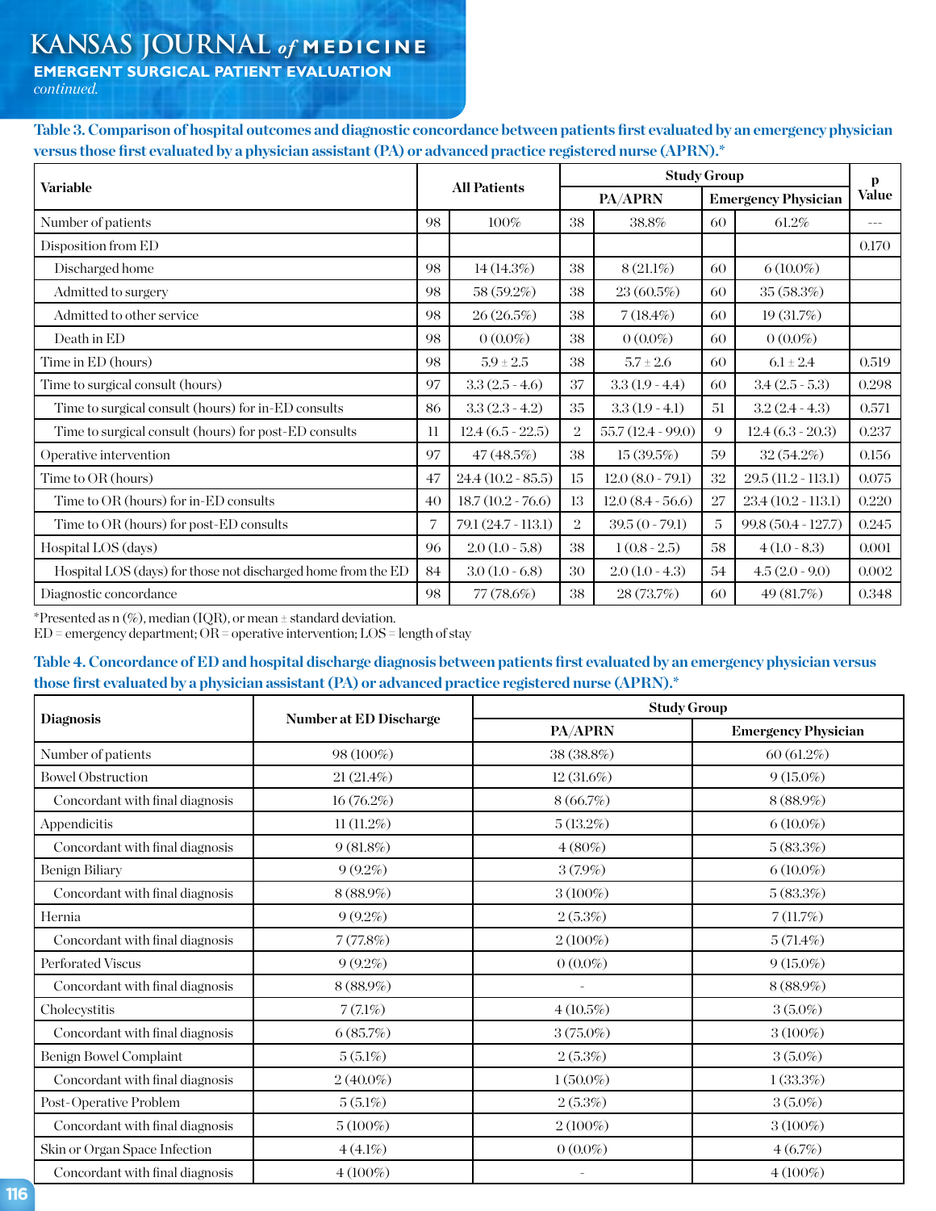**Table 3. Comparison of hospital outcomes and diagnostic concordance between patients first evaluated by an emergency physician versus those first evaluated by a physician assistant (PA) or advanced practice registered nurse (APRN).***

| Variable | All Patients | | Study Group | | | | p Value |
|---|---|---|---|---|---|---|---|
| | | | PA/APRN | | Emergency Physician | | |
| Number of patients | 98 | 100% | 38 | 38.8% | 60 | 61.2% | --- |
| Disposition from ED | | | | | | | 0.170 |
| Discharged home | 98 | 14 (14.3%) | 38 | 8 (21.1%) | 60 | 6 (10.0%) | |
| Admitted to surgery | 98 | 58 (59.2%) | 38 | 23 (60.5%) | 60 | 35 (58.3%) | |
| Admitted to other service | 98 | 26 (26.5%) | 38 | 7 (18.4%) | 60 | 19 (31.7%) | |
| Death in ED | 98 | 0 (0.0%) | 38 | 0 (0.0%) | 60 | 0 (0.0%) | |
| Time in ED (hours) | 98 | 5.9 ± 2.5 | 38 | 5.7 ± 2.6 | 60 | 6.1 ± 2.4 | 0.519 |
| Time to surgical consult (hours) | 97 | 3.3 (2.5 - 4.6) | 37 | 3.3 (1.9 - 4.4) | 60 | 3.4 (2.5 - 5.3) | 0.298 |
| Time to surgical consult (hours) for in-ED consults | 86 | 3.3 (2.3 - 4.2) | 35 | 3.3 (1.9 - 4.1) | 51 | 3.2 (2.4 - 4.3) | 0.571 |
| Time to surgical consult (hours) for post-ED consults | 11 | 12.4 (6.5 - 22.5) | 2 | 55.7 (12.4 - 99.0) | 9 | 12.4 (6.3 - 20.3) | 0.237 |
| Operative intervention | 97 | 47 (48.5%) | 38 | 15 (39.5%) | 59 | 32 (54.2%) | 0.156 |
| Time to OR (hours) | 47 | 24.4 (10.2 - 85.5) | 15 | 12.0 (8.0 - 79.1) | 32 | 29.5 (11.2 - 113.1) | 0.075 |
| Time to OR (hours) for in-ED consults | 40 | 18.7 (10.2 - 76.6) | 13 | 12.0 (8.4 - 56.6) | 27 | 23.4 (10.2 - 113.1) | 0.220 |
| Time to OR (hours) for post-ED consults | 7 | 79.1 (24.7 - 113.1) | 2 | 39.5 (0 - 79.1) | 5 | 99.8 (50.4 - 127.7) | 0.245 |
| Hospital LOS (days) | 96 | 2.0 (1.0 - 5.8) | 38 | 1 (0.8 - 2.5) | 58 | 4 (1.0 - 8.3) | 0.001 |
| Hospital LOS (days) for those not discharged home from the ED | 84 | 3.0 (1.0 - 6.8) | 30 | 2.0 (1.0 - 4.3) | 54 | 4.5 (2.0 - 9.0) | 0.002 |
| Diagnostic concordance | 98 | 77 (78.6%) | 38 | 28 (73.7%) | 60 | 49 (81.7%) | 0.348 |

*Presented as n (%), median (IQR), or mean ± standard deviation.
ED = emergency department; OR = operative intervention; LOS = length of stay

**Table 4. Concordance of ED and hospital discharge diagnosis between patients first evaluated by an emergency physician versus those first evaluated by a physician assistant (PA) or advanced practice registered nurse (APRN).***

| Diagnosis | Number at ED Discharge | Study Group | |
|---|---|---|---|
| | | PA/APRN | Emergency Physician |
| Number of patients | 98 (100%) | 38 (38.8%) | 60 (61.2%) |
| Bowel Obstruction | 21 (21.4%) | 12 (31.6%) | 9 (15.0%) |
| Concordant with final diagnosis | 16 (76.2%) | 8 (66.7%) | 8 (88.9%) |
| Appendicitis | 11 (11.2%) | 5 (13.2%) | 6 (10.0%) |
| Concordant with final diagnosis | 9 (81.8%) | 4 (80%) | 5 (83.3%) |
| Benign Biliary | 9 (9.2%) | 3 (7.9%) | 6 (10.0%) |
| Concordant with final diagnosis | 8 (88.9%) | 3 (100%) | 5 (83.3%) |
| Hernia | 9 (9.2%) | 2 (5.3%) | 7 (11.7%) |
| Concordant with final diagnosis | 7 (77.8%) | 2 (100%) | 5 (71.4%) |
| Perforated Viscus | 9 (9.2%) | 0 (0.0%) | 9 (15.0%) |
| Concordant with final diagnosis | 8 (88.9%) | - | 8 (88.9%) |
| Cholecystitis | 7 (7.1%) | 4 (10.5%) | 3 (5.0%) |
| Concordant with final diagnosis | 6 (85.7%) | 3 (75.0%) | 3 (100%) |
| Benign Bowel Complaint | 5 (5.1%) | 2 (5.3%) | 3 (5.0%) |
| Concordant with final diagnosis | 2 (40.0%) | 1 (50.0%) | 1 (33.3%) |
| Post-Operative Problem | 5 (5.1%) | 2 (5.3%) | 3 (5.0%) |
| Concordant with final diagnosis | 5 (100%) | 2 (100%) | 3 (100%) |
| Skin or Organ Space Infection | 4 (4.1%) | 0 (0.0%) | 4 (6.7%) |
| Concordant with final diagnosis | 4 (100%) | - | 4 (100%) |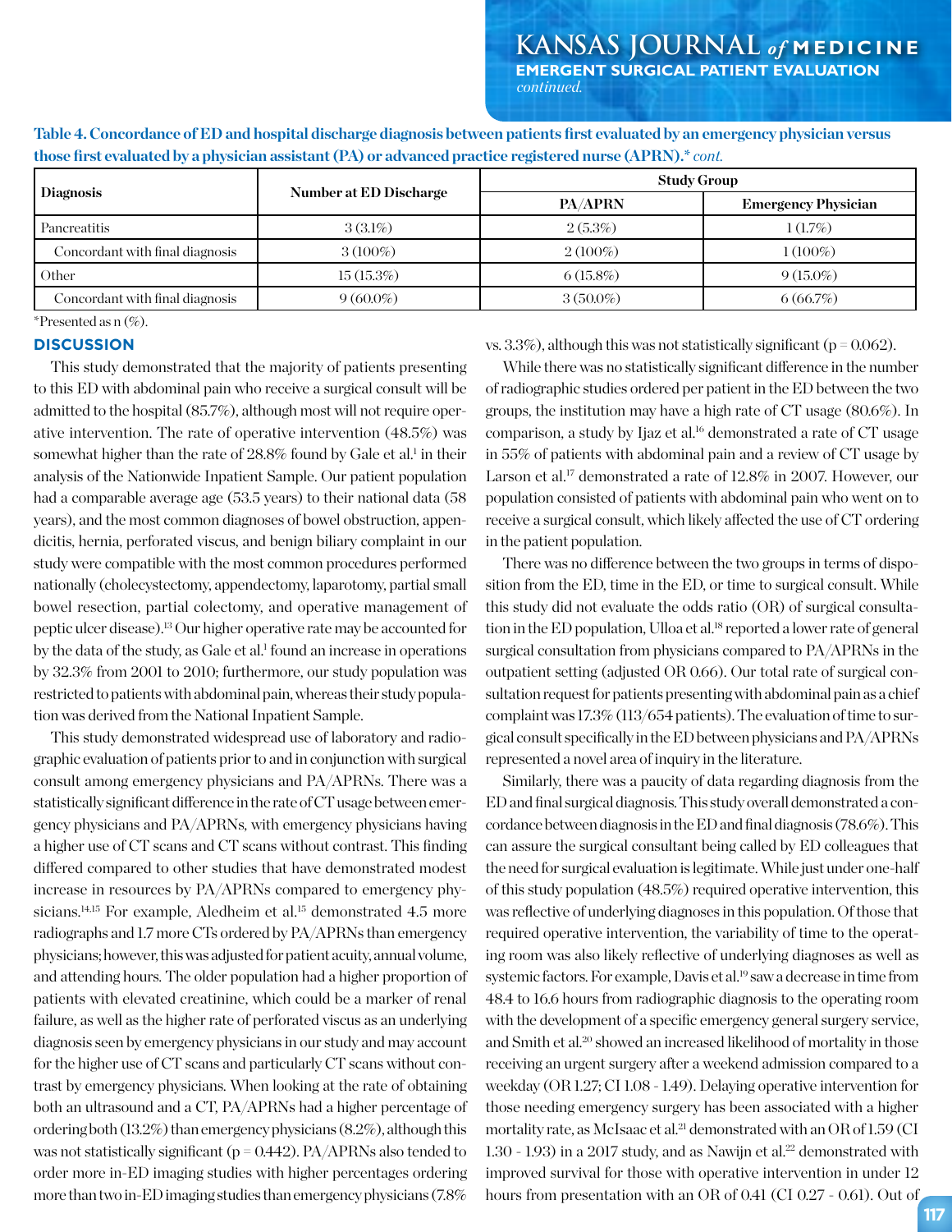**Table 4. Concordance of ED and hospital discharge diagnosis between patients first evaluated by an emergency physician versus those first evaluated by a physician assistant (PA) or advanced practice registered nurse (APRN).*** *cont.*

| Diagnosis | Number at ED Discharge | Study Group | |
|---|---|---|---|
| | | PA/APRN | Emergency Physician |
| Pancreatitis | 3 (3.1%) | 2 (5.3%) | 1 (1.7%) |
| Concordant with final diagnosis | 3 (100%) | 2 (100%) | 1 (100%) |
| Other | 15 (15.3%) | 6 (15.8%) | 9 (15.0%) |
| Concordant with final diagnosis | 9 (60.0%) | 3 (50.0%) | 6 (66.7%) |

*Presented as n (%).

## DISCUSSION

This study demonstrated that the majority of patients presenting to this ED with abdominal pain who receive a surgical consult will be admitted to the hospital (85.7%), although most will not require operative intervention. The rate of operative intervention (48.5%) was somewhat higher than the rate of 28.8% found by Gale et al.[1] in their analysis of the Nationwide Inpatient Sample. Our patient population had a comparable average age (53.5 years) to their national data (58 years), and the most common diagnoses of bowel obstruction, appendicitis, hernia, perforated viscus, and benign biliary complaint in our study were compatible with the most common procedures performed nationally (cholecystectomy, appendectomy, laparotomy, partial small bowel resection, partial colectomy, and operative management of peptic ulcer disease).[13] Our higher operative rate may be accounted for by the data of the study, as Gale et al.[1] found an increase in operations by 32.3% from 2001 to 2010; furthermore, our study population was restricted to patients with abdominal pain, whereas their study population was derived from the National Inpatient Sample.

This study demonstrated widespread use of laboratory and radiographic evaluation of patients prior to and in conjunction with surgical consult among emergency physicians and PA/APRNs. There was a statistically significant difference in the rate of CT usage between emergency physicians and PA/APRNs, with emergency physicians having a higher use of CT scans and CT scans without contrast. This finding differed compared to other studies that have demonstrated modest increase in resources by PA/APRNs compared to emergency physicians.[14,15] For example, Aledheim et al.[15] demonstrated 4.5 more radiographs and 1.7 more CTs ordered by PA/APRNs than emergency physicians; however, this was adjusted for patient acuity, annual volume, and attending hours. The older population had a higher proportion of patients with elevated creatinine, which could be a marker of renal failure, as well as the higher rate of perforated viscus as an underlying diagnosis seen by emergency physicians in our study and may account for the higher use of CT scans and particularly CT scans without contrast by emergency physicians. When looking at the rate of obtaining both an ultrasound and a CT, PA/APRNs had a higher percentage of ordering both (13.2%) than emergency physicians (8.2%), although this was not statistically significant ($p = 0.442$). PA/APRNs also tended to order more in-ED imaging studies with higher percentages ordering more than two in-ED imaging studies than emergency physicians (7.8% vs. 3.3%), although this was not statistically significant ($p = 0.062$).

While there was no statistically significant difference in the number of radiographic studies ordered per patient in the ED between the two groups, the institution may have a high rate of CT usage (80.6%). In comparison, a study by Ijaz et al.[16] demonstrated a rate of CT usage in 55% of patients with abdominal pain and a review of CT usage by Larson et al.[17] demonstrated a rate of 12.8% in 2007. However, our population consisted of patients with abdominal pain who went on to receive a surgical consult, which likely affected the use of CT ordering in the patient population.

There was no difference between the two groups in terms of disposition from the ED, time in the ED, or time to surgical consult. While this study did not evaluate the odds ratio (OR) of surgical consultation in the ED population, Ulloa et al.[18] reported a lower rate of general surgical consultation from physicians compared to PA/APRNs in the outpatient setting (adjusted OR 0.66). Our total rate of surgical consultation request for patients presenting with abdominal pain as a chief complaint was 17.3% (113/654 patients). The evaluation of time to surgical consult specifically in the ED between physicians and PA/APRNs represented a novel area of inquiry in the literature.

Similarly, there was a paucity of data regarding diagnosis from the ED and final surgical diagnosis. This study overall demonstrated a concordance between diagnosis in the ED and final diagnosis (78.6%). This can assure the surgical consultant being called by ED colleagues that the need for surgical evaluation is legitimate. While just under one-half of this study population (48.5%) required operative intervention, this was reflective of underlying diagnoses in this population. Of those that required operative intervention, the variability of time to the operating room was also likely reflective of underlying diagnoses as well as systemic factors. For example, Davis et al.[19] saw a decrease in time from 48.4 to 16.6 hours from radiographic diagnosis to the operating room with the development of a specific emergency general surgery service, and Smith et al.[20] showed an increased likelihood of mortality in those receiving an urgent surgery after a weekend admission compared to a weekday (OR 1.27; CI 1.08 - 1.49). Delaying operative intervention for those needing emergency surgery has been associated with a higher mortality rate, as McIsaac et al.[21] demonstrated with an OR of 1.59 (CI 1.30 - 1.93) in a 2017 study, and as Nawijn et al.[22] demonstrated with improved survival for those with operative intervention in under 12 hours from presentation with an OR of 0.41 (CI 0.27 - 0.61). Out of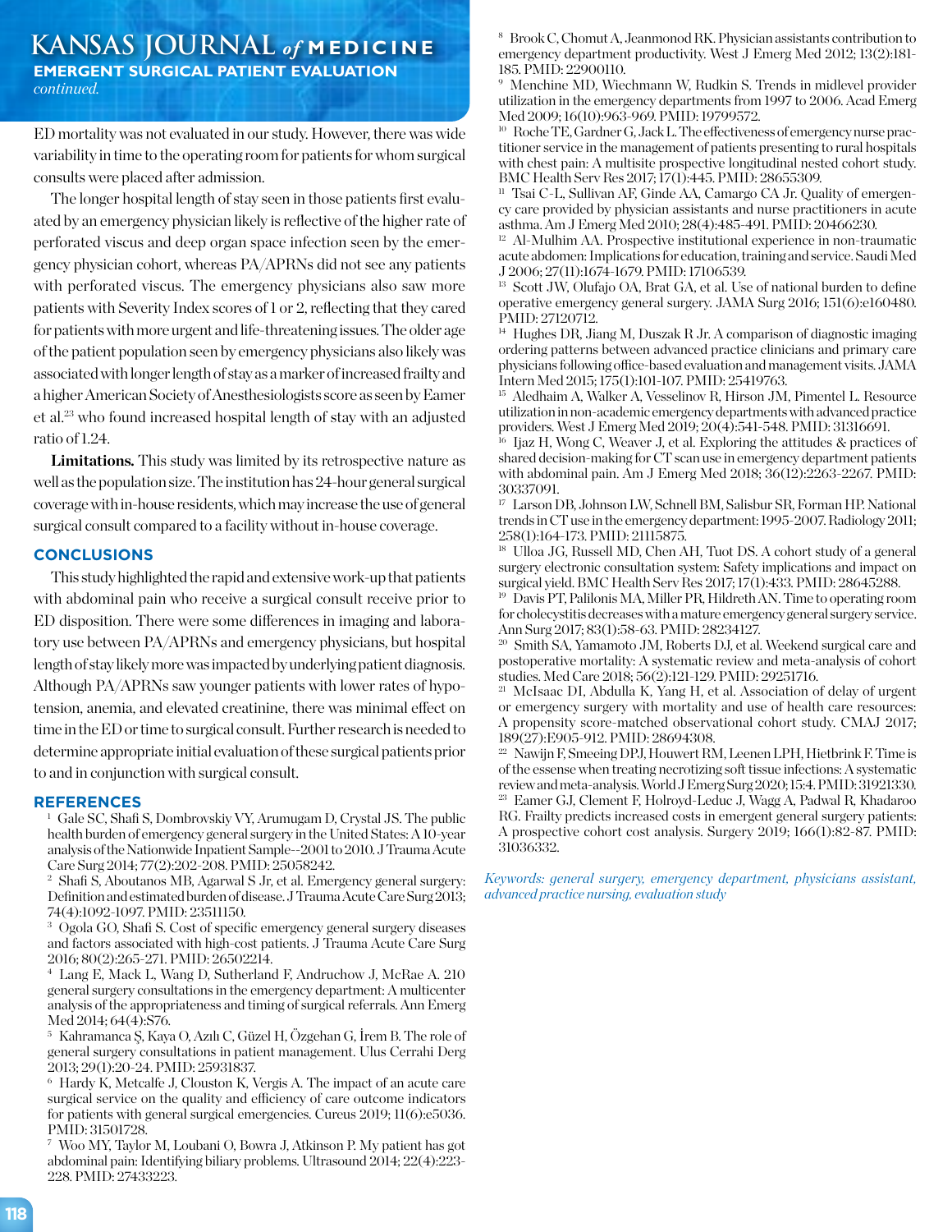ED mortality was not evaluated in our study. However, there was wide variability in time to the operating room for patients for whom surgical consults were placed after admission.

The longer hospital length of stay seen in those patients first evaluated by an emergency physician likely is reflective of the higher rate of perforated viscus and deep organ space infection seen by the emergency physician cohort, whereas PA/APRNs did not see any patients with perforated viscus. The emergency physicians also saw more patients with Severity Index scores of 1 or 2, reflecting that they cared for patients with more urgent and life-threatening issues. The older age of the patient population seen by emergency physicians also likely was associated with longer length of stay as a marker of increased frailty and a higher American Society of Anesthesiologists score as seen by Eamer et al.[23] who found increased hospital length of stay with an adjusted ratio of 1.24.

**Limitations.** This study was limited by its retrospective nature as well as the population size. The institution has 24-hour general surgical coverage with in-house residents, which may increase the use of general surgical consult compared to a facility without in-house coverage.

## CONCLUSIONS

This study highlighted the rapid and extensive work-up that patients with abdominal pain who receive a surgical consult receive prior to ED disposition. There were some differences in imaging and laboratory use between PA/APRNs and emergency physicians, but hospital length of stay likely more was impacted by underlying patient diagnosis. Although PA/APRNs saw younger patients with lower rates of hypotension, anemia, and elevated creatinine, there was minimal effect on time in the ED or time to surgical consult. Further research is needed to determine appropriate initial evaluation of these surgical patients prior to and in conjunction with surgical consult.

## REFERENCES

1. Gale SC, Shafi S, Dombrovskiy VY, Arumugam D, Crystal JS. The public health burden of emergency general surgery in the United States: A 10-year analysis of the Nationwide Inpatient Sample--2001 to 2010. J Trauma Acute Care Surg 2014; 77(2):202-208. PMID: 25058242.
2. Shafi S, Aboutanos MB, Agarwal S Jr, et al. Emergency general surgery: Definition and estimated burden of disease. J Trauma Acute Care Surg 2013; 74(4):1092-1097. PMID: 23511150.
3. Ogola GO, Shafi S. Cost of specific emergency general surgery diseases and factors associated with high-cost patients. J Trauma Acute Care Surg 2016; 80(2):265-271. PMID: 26502214.
4. Lang E, Mack L, Wang D, Sutherland F, Andruchow J, McRae A. 210 general surgery consultations in the emergency department: A multicenter analysis of the appropriateness and timing of surgical referrals. Ann Emerg Med 2014; 64(4):S76.
5. Kahramanca Ş, Kaya O, Azılı C, Güzel H, Özgehan G, İrem B. The role of general surgery consultations in patient management. Ulus Cerrahi Derg 2013; 29(1):20-24. PMID: 25931837.
6. Hardy K, Metcalfe J, Clouston K, Vergis A. The impact of an acute care surgical service on the quality and efficiency of care outcome indicators for patients with general surgical emergencies. Cureus 2019; 11(6):e5036. PMID: 31501728.
7. Woo MY, Taylor M, Loubani O, Bowra J, Atkinson P. My patient has got abdominal pain: Identifying biliary problems. Ultrasound 2014; 22(4):223-228. PMID: 27433223.
8. Brook C, Chomut A, Jeanmonod RK. Physician assistants contribution to emergency department productivity. West J Emerg Med 2012; 13(2):181-185. PMID: 22900110.
9. Menchine MD, Wiechmann W, Rudkin S. Trends in midlevel provider utilization in the emergency departments from 1997 to 2006. Acad Emerg Med 2009; 16(10):963-969. PMID: 19799572.
10. Roche TE, Gardner G, Jack L. The effectiveness of emergency nurse practitioner service in the management of patients presenting to rural hospitals with chest pain: A multisite prospective longitudinal nested cohort study. BMC Health Serv Res 2017; 17(1):445. PMID: 28655309.
11. Tsai C-L, Sullivan AF, Ginde AA, Camargo CA Jr. Quality of emergency care provided by physician assistants and nurse practitioners in acute asthma. Am J Emerg Med 2010; 28(4):485-491. PMID: 20466230.
12. Al-Mulhim AA. Prospective institutional experience in non-traumatic acute abdomen: Implications for education, training and service. Saudi Med J 2006; 27(11):1674-1679. PMID: 17106539.
13. Scott JW, Olufajo OA, Brat GA, et al. Use of national burden to define operative emergency general surgery. JAMA Surg 2016; 151(6):e160480. PMID: 27120712.
14. Hughes DR, Jiang M, Duszak R Jr. A comparison of diagnostic imaging ordering patterns between advanced practice clinicians and primary care physicians following office-based evaluation and management visits. JAMA Intern Med 2015; 175(1):101-107. PMID: 25419763.
15. Aledhaim A, Walker A, Vesselinov R, Hirson JM, Pimentel L. Resource utilization in non-academic emergency departments with advanced practice providers. West J Emerg Med 2019; 20(4):541-548. PMID: 31316691.
16. Ijaz H, Wong C, Weaver J, et al. Exploring the attitudes & practices of shared decision-making for CT scan use in emergency department patients with abdominal pain. Am J Emerg Med 2018; 36(12):2263-2267. PMID: 30337091.
17. Larson DB, Johnson LW, Schnell BM, Salisbur SR, Forman HP. National trends in CT use in the emergency department: 1995-2007. Radiology 2011; 258(1):164-173. PMID: 21115875.
18. Ulloa JG, Russell MD, Chen AH, Tuot DS. A cohort study of a general surgery electronic consultation system: Safety implications and impact on surgical yield. BMC Health Serv Res 2017; 17(1):433. PMID: 28645288.
19. Davis PT, Palilonis MA, Miller PR, Hildreth AN. Time to operating room for cholecystitis decreases with a mature emergency general surgery service. Ann Surg 2017; 83(1):58-63. PMID: 28234127.
20. Smith SA, Yamamoto JM, Roberts DJ, et al. Weekend surgical care and postoperative mortality: A systematic review and meta-analysis of cohort studies. Med Care 2018; 56(2):121-129. PMID: 29251716.
21. McIsaac DI, Abdulla K, Yang H, et al. Association of delay of urgent or emergency surgery with mortality and use of health care resources: A propensity score-matched observational cohort study. CMAJ 2017; 189(27):E905-912. PMID: 28694308.
22. Nawijn F, Smeeing DPJ, Houwert RM, Leenen LPH, Hietbrink F. Time is of the essense when treating necrotizing soft tissue infections: A systematic review and meta-analysis. World J Emerg Surg 2020; 15:4. PMID: 31921330.
23. Eamer GJ, Clement F, Holroyd-Leduc J, Wagg A, Padwal R, Khadaroo RG. Frailty predicts increased costs in emergent general surgery patients: A prospective cohort cost analysis. Surgery 2019; 166(1):82-87. PMID: 31036332.

*Keywords: general surgery, emergency department, physicians assistant, advanced practice nursing, evaluation study*